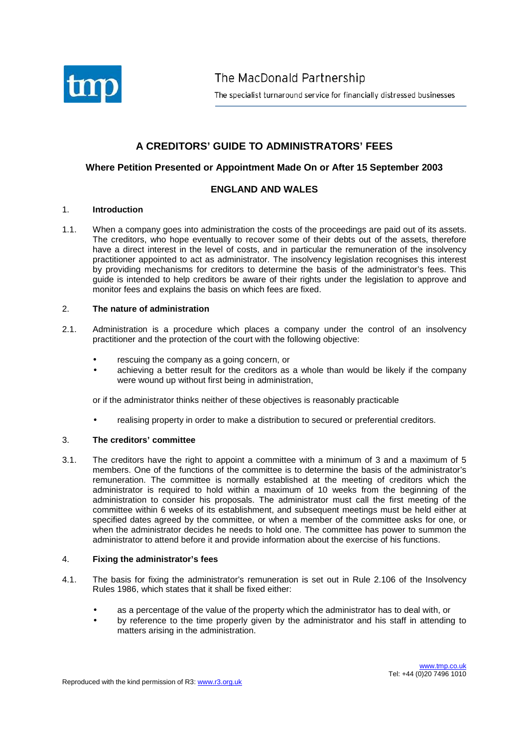The MacDonald Partnership

The specialist turnaround service for financially distressed businesses

# A CREDITORS' GUIDE TO ADMINISTRATORS' FEES

## Where Petition Presented or Appointment Made On or After 15 September 2003

## ENGLAND AND WALES

### 1. Introduction

1.1. When a company goes into administration the costs of the proceedings are paid out of its assets. The creditors, who hope eventually to recover some of their debts out of the assets, therefore have a direct interest in the level of costs, and in particular the remuneration of the insolvency practitioner appointed to act as administrator. The insolvency legislation recognises this interest by providing mechanisms for creditors to determine the basis of the administrator's fees. This guide is intended to help creditors be aware of their rights under the legislation to approve and monitor fees and explains the basis on which fees are fixed.

### 2. The nature of administration

2.1. Administration is a procedure which places a company under the control of an insolvency practitioner and the protection of the court with the following objective:

- rescuing the company as a going concern, or
- achieving a better result for the creditors as a whole than would be likely if the company were wound up without first being in administration,

or if the administrator thinks neither of these objectives is reasonably practicable

- realising property in order to make a distribution to secured or preferential creditors.

### 3. The creditors' committee

3.1. The creditors have the right to appoint a committee with a minimum of 3 and a maximum of 5 members. One of the functions of the committee is to determine the basis of the administrator's remuneration. The committee is normally established at the meeting of creditors which the administrator is required to hold within a maximum of 10 weeks from the beginning of the administration to consider his proposals. The administrator must call the first meeting of the committee within 6 weeks of its establishment, and subsequent meetings must be held either at specified dates agreed by the committee, or when a member of the committee asks for one, or when the administrator decides he needs to hold one. The committee has power to summon the administrator to attend before it and provide information about the exercise of his functions.

### 4. Fixing the administrator's fees

4.1. The basis for fixing the administrator's remuneration is set out in Rule 2.106 of the Insolvency Rules 1986, which states that it shall be fixed either:

- as a percentage of the value of the property which the administrator has to deal with, or
- by reference to the time properly given by the administrator and his staff in attending to matters arising in the administration.

Reproduced with the kind permission of R3: www.r3.org.uk

www.tmp.co.uk
Tel: +44 (0)20 7496 1010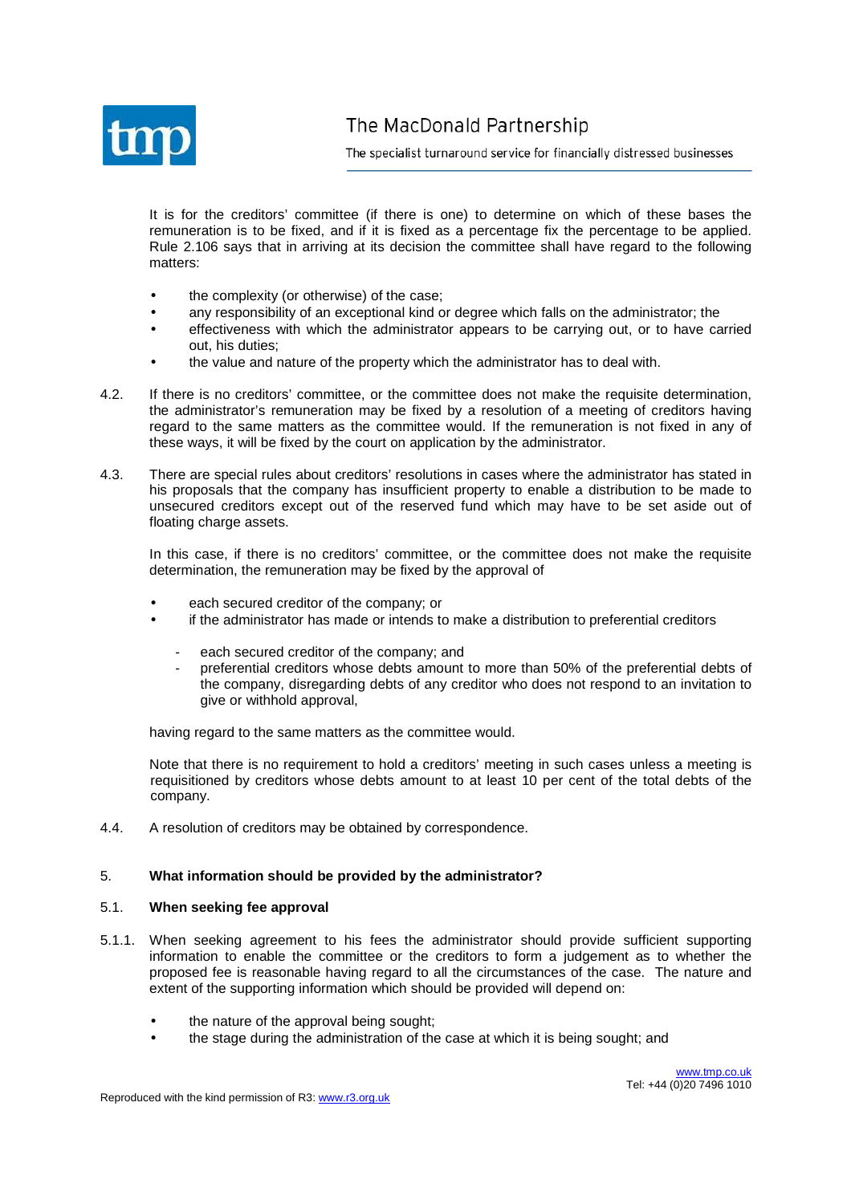It is for the creditors' committee (if there is one) to determine on which of these bases the remuneration is to be fixed, and if it is fixed as a percentage fix the percentage to be applied. Rule 2.106 says that in arriving at its decision the committee shall have regard to the following matters:

- the complexity (or otherwise) of the case;
- any responsibility of an exceptional kind or degree which falls on the administrator; the
- effectiveness with which the administrator appears to be carrying out, or to have carried out, his duties;
- the value and nature of the property which the administrator has to deal with.

4.2. If there is no creditors' committee, or the committee does not make the requisite determination, the administrator's remuneration may be fixed by a resolution of a meeting of creditors having regard to the same matters as the committee would. If the remuneration is not fixed in any of these ways, it will be fixed by the court on application by the administrator.

4.3. There are special rules about creditors' resolutions in cases where the administrator has stated in his proposals that the company has insufficient property to enable a distribution to be made to unsecured creditors except out of the reserved fund which may have to be set aside out of floating charge assets.

In this case, if there is no creditors' committee, or the committee does not make the requisite determination, the remuneration may be fixed by the approval of

- each secured creditor of the company; or
- if the administrator has made or intends to make a distribution to preferential creditors
  - each secured creditor of the company; and
  - preferential creditors whose debts amount to more than 50% of the preferential debts of the company, disregarding debts of any creditor who does not respond to an invitation to give or withhold approval,

having regard to the same matters as the committee would.

Note that there is no requirement to hold a creditors' meeting in such cases unless a meeting is requisitioned by creditors whose debts amount to at least 10 per cent of the total debts of the company.

4.4. A resolution of creditors may be obtained by correspondence.

## 5. What information should be provided by the administrator?

### 5.1. When seeking fee approval

5.1.1. When seeking agreement to his fees the administrator should provide sufficient supporting information to enable the committee or the creditors to form a judgement as to whether the proposed fee is reasonable having regard to all the circumstances of the case. The nature and extent of the supporting information which should be provided will depend on:

- the nature of the approval being sought;
- the stage during the administration of the case at which it is being sought; and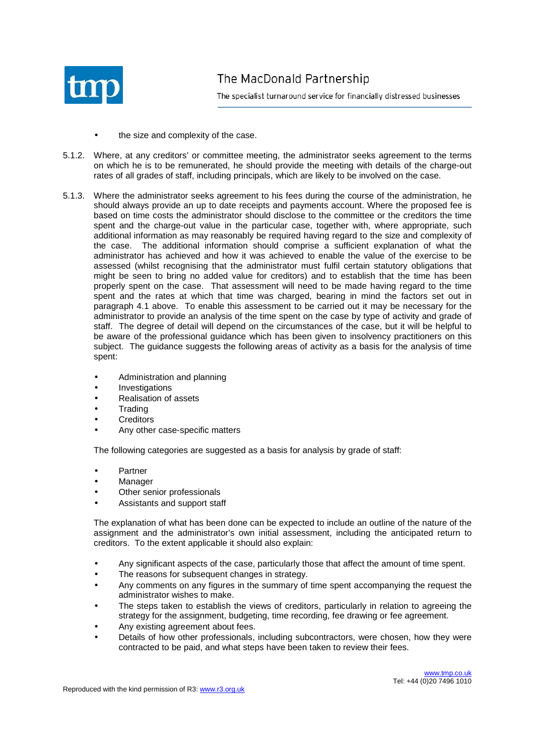- the size and complexity of the case.

5.1.2. Where, at any creditors' or committee meeting, the administrator seeks agreement to the terms on which he is to be remunerated, he should provide the meeting with details of the charge-out rates of all grades of staff, including principals, which are likely to be involved on the case.

5.1.3. Where the administrator seeks agreement to his fees during the course of the administration, he should always provide an up to date receipts and payments account. Where the proposed fee is based on time costs the administrator should disclose to the committee or the creditors the time spent and the charge-out value in the particular case, together with, where appropriate, such additional information as may reasonably be required having regard to the size and complexity of the case. The additional information should comprise a sufficient explanation of what the administrator has achieved and how it was achieved to enable the value of the exercise to be assessed (whilst recognising that the administrator must fulfil certain statutory obligations that might be seen to bring no added value for creditors) and to establish that the time has been properly spent on the case. That assessment will need to be made having regard to the time spent and the rates at which that time was charged, bearing in mind the factors set out in paragraph 4.1 above. To enable this assessment to be carried out it may be necessary for the administrator to provide an analysis of the time spent on the case by type of activity and grade of staff. The degree of detail will depend on the circumstances of the case, but it will be helpful to be aware of the professional guidance which has been given to insolvency practitioners on this subject. The guidance suggests the following areas of activity as a basis for the analysis of time spent:

- Administration and planning
- Investigations
- Realisation of assets
- Trading
- Creditors
- Any other case-specific matters

The following categories are suggested as a basis for analysis by grade of staff:

- Partner
- Manager
- Other senior professionals
- Assistants and support staff

The explanation of what has been done can be expected to include an outline of the nature of the assignment and the administrator's own initial assessment, including the anticipated return to creditors. To the extent applicable it should also explain:

- Any significant aspects of the case, particularly those that affect the amount of time spent.
- The reasons for subsequent changes in strategy.
- Any comments on any figures in the summary of time spent accompanying the request the administrator wishes to make.
- The steps taken to establish the views of creditors, particularly in relation to agreeing the strategy for the assignment, budgeting, time recording, fee drawing or fee agreement.
- Any existing agreement about fees.
- Details of how other professionals, including subcontractors, were chosen, how they were contracted to be paid, and what steps have been taken to review their fees.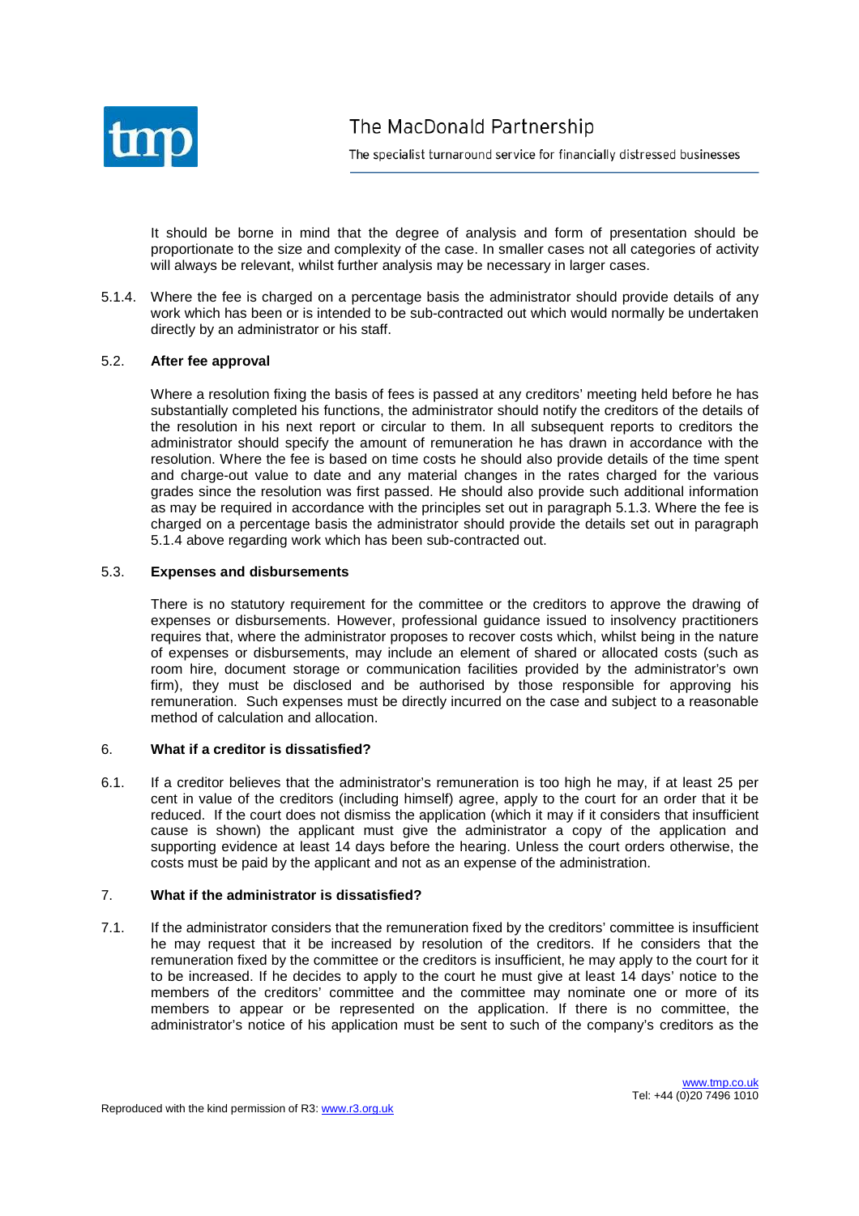It should be borne in mind that the degree of analysis and form of presentation should be proportionate to the size and complexity of the case. In smaller cases not all categories of activity will always be relevant, whilst further analysis may be necessary in larger cases.

5.1.4. Where the fee is charged on a percentage basis the administrator should provide details of any work which has been or is intended to be sub-contracted out which would normally be undertaken directly by an administrator or his staff.

### 5.2. After fee approval

Where a resolution fixing the basis of fees is passed at any creditors' meeting held before he has substantially completed his functions, the administrator should notify the creditors of the details of the resolution in his next report or circular to them. In all subsequent reports to creditors the administrator should specify the amount of remuneration he has drawn in accordance with the resolution. Where the fee is based on time costs he should also provide details of the time spent and charge-out value to date and any material changes in the rates charged for the various grades since the resolution was first passed. He should also provide such additional information as may be required in accordance with the principles set out in paragraph 5.1.3. Where the fee is charged on a percentage basis the administrator should provide the details set out in paragraph 5.1.4 above regarding work which has been sub-contracted out.

### 5.3. Expenses and disbursements

There is no statutory requirement for the committee or the creditors to approve the drawing of expenses or disbursements. However, professional guidance issued to insolvency practitioners requires that, where the administrator proposes to recover costs which, whilst being in the nature of expenses or disbursements, may include an element of shared or allocated costs (such as room hire, document storage or communication facilities provided by the administrator's own firm), they must be disclosed and be authorised by those responsible for approving his remuneration. Such expenses must be directly incurred on the case and subject to a reasonable method of calculation and allocation.

## 6. What if a creditor is dissatisfied?

6.1. If a creditor believes that the administrator's remuneration is too high he may, if at least 25 per cent in value of the creditors (including himself) agree, apply to the court for an order that it be reduced. If the court does not dismiss the application (which it may if it considers that insufficient cause is shown) the applicant must give the administrator a copy of the application and supporting evidence at least 14 days before the hearing. Unless the court orders otherwise, the costs must be paid by the applicant and not as an expense of the administration.

## 7. What if the administrator is dissatisfied?

7.1. If the administrator considers that the remuneration fixed by the creditors' committee is insufficient he may request that it be increased by resolution of the creditors. If he considers that the remuneration fixed by the committee or the creditors is insufficient, he may apply to the court for it to be increased. If he decides to apply to the court he must give at least 14 days' notice to the members of the creditors' committee and the committee may nominate one or more of its members to appear or be represented on the application. If there is no committee, the administrator's notice of his application must be sent to such of the company's creditors as the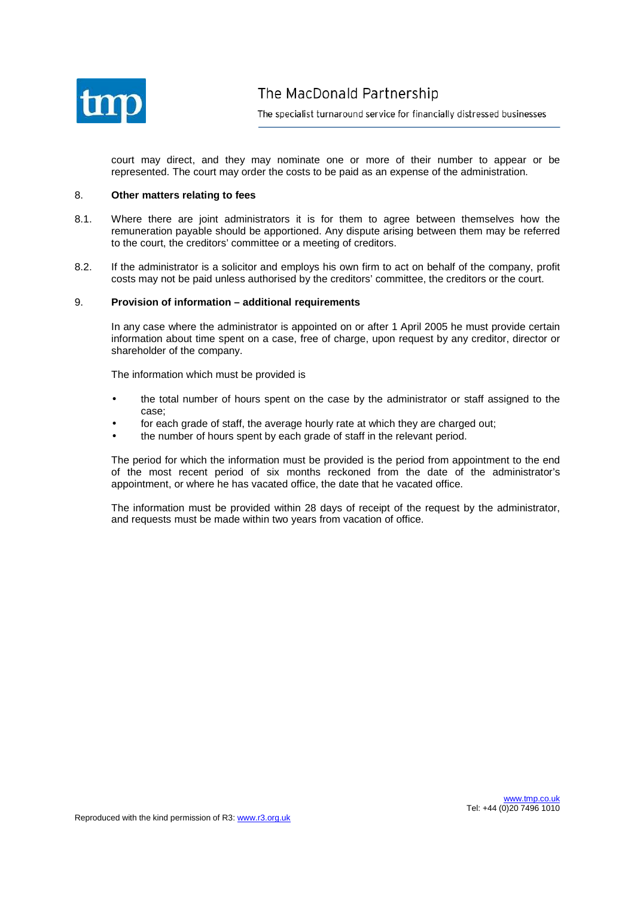court may direct, and they may nominate one or more of their number to appear or be represented. The court may order the costs to be paid as an expense of the administration.

## 8. Other matters relating to fees

8.1. Where there are joint administrators it is for them to agree between themselves how the remuneration payable should be apportioned. Any dispute arising between them may be referred to the court, the creditors' committee or a meeting of creditors.

8.2. If the administrator is a solicitor and employs his own firm to act on behalf of the company, profit costs may not be paid unless authorised by the creditors' committee, the creditors or the court.

## 9. Provision of information – additional requirements

In any case where the administrator is appointed on or after 1 April 2005 he must provide certain information about time spent on a case, free of charge, upon request by any creditor, director or shareholder of the company.

The information which must be provided is

- the total number of hours spent on the case by the administrator or staff assigned to the case;
- for each grade of staff, the average hourly rate at which they are charged out;
- the number of hours spent by each grade of staff in the relevant period.

The period for which the information must be provided is the period from appointment to the end of the most recent period of six months reckoned from the date of the administrator's appointment, or where he has vacated office, the date that he vacated office.

The information must be provided within 28 days of receipt of the request by the administrator, and requests must be made within two years from vacation of office.

Reproduced with the kind permission of R3: www.r3.org.uk